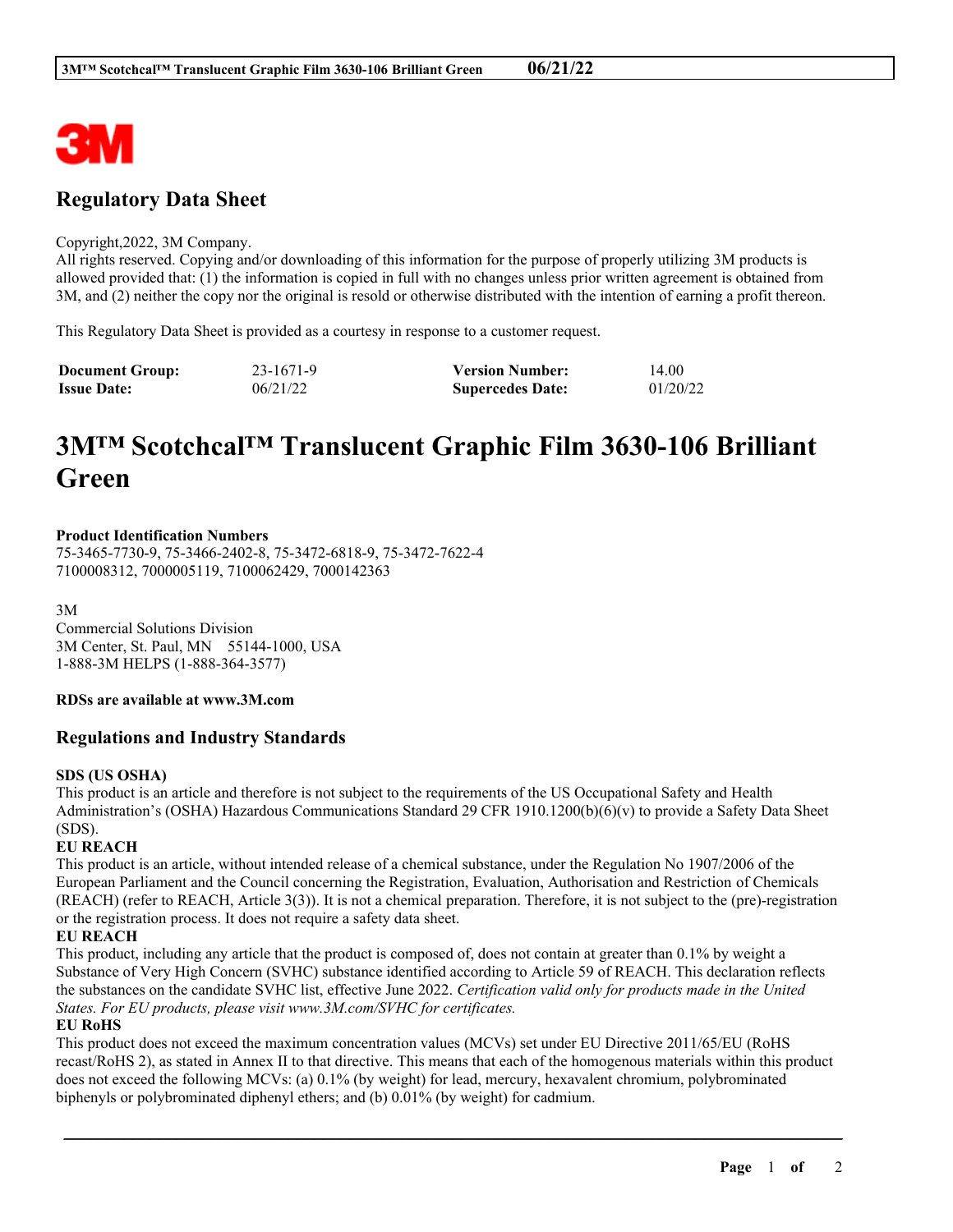## Regulatory Data Sheet

Copyright,2022, 3M Company.
All rights reserved. Copying and/or downloading of this information for the purpose of properly utilizing 3M products is allowed provided that: (1) the information is copied in full with no changes unless prior written agreement is obtained from 3M, and (2) neither the copy nor the original is resold or otherwise distributed with the intention of earning a profit thereon.

This Regulatory Data Sheet is provided as a courtesy in response to a customer request.

| **Document Group:** | 23-1671-9 | **Version Number:** | 14.00 |
|---|---|---|---|
| **Issue Date:** | 06/21/22 | **Supercedes Date:** | 01/20/22 |

# 3M™ Scotchcal™ Translucent Graphic Film 3630-106 Brilliant Green

**Product Identification Numbers**
75-3465-7730-9, 75-3466-2402-8, 75-3472-6818-9, 75-3472-7622-4
7100008312, 7000005119, 7100062429, 7000142363

3M
Commercial Solutions Division
3M Center, St. Paul, MN 55144-1000, USA
1-888-3M HELPS (1-888-364-3577)

**RDSs are available at www.3M.com**

## Regulations and Industry Standards

**SDS (US OSHA)**
This product is an article and therefore is not subject to the requirements of the US Occupational Safety and Health Administration's (OSHA) Hazardous Communications Standard 29 CFR 1910.1200(b)(6)(v) to provide a Safety Data Sheet (SDS).

**EU REACH**
This product is an article, without intended release of a chemical substance, under the Regulation No 1907/2006 of the European Parliament and the Council concerning the Registration, Evaluation, Authorisation and Restriction of Chemicals (REACH) (refer to REACH, Article 3(3)). It is not a chemical preparation. Therefore, it is not subject to the (pre)-registration or the registration process. It does not require a safety data sheet.

**EU REACH**
This product, including any article that the product is composed of, does not contain at greater than 0.1% by weight a Substance of Very High Concern (SVHC) substance identified according to Article 59 of REACH. This declaration reflects the substances on the candidate SVHC list, effective June 2022. *Certification valid only for products made in the United States. For EU products, please visit www.3M.com/SVHC for certificates.*

**EU RoHS**
This product does not exceed the maximum concentration values (MCVs) set under EU Directive 2011/65/EU (RoHS recast/RoHS 2), as stated in Annex II to that directive. This means that each of the homogenous materials within this product does not exceed the following MCVs: (a) 0.1% (by weight) for lead, mercury, hexavalent chromium, polybrominated biphenyls or polybrominated diphenyl ethers; and (b) 0.01% (by weight) for cadmium.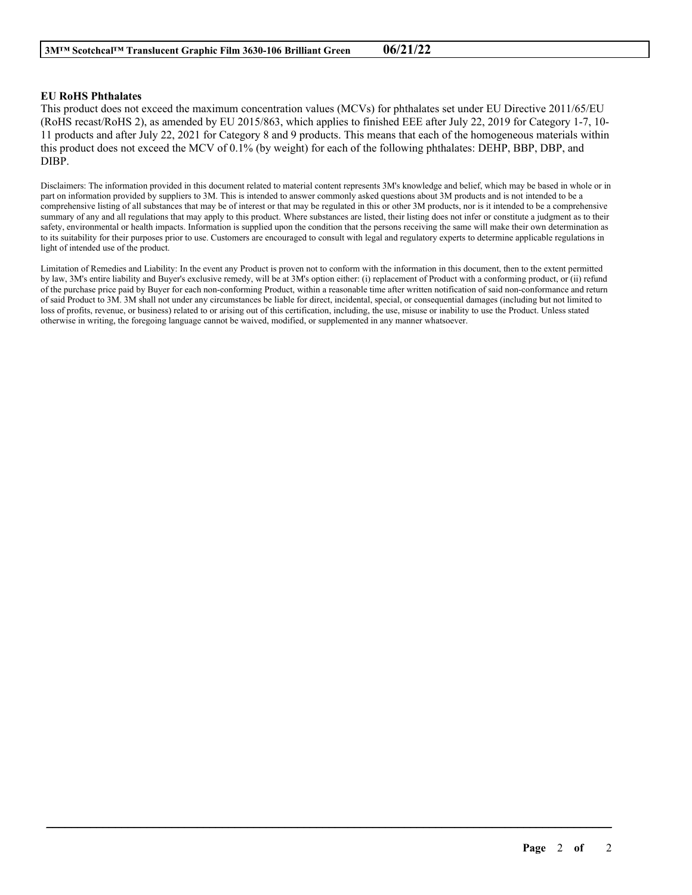**EU RoHS Phthalates**

This product does not exceed the maximum concentration values (MCVs) for phthalates set under EU Directive 2011/65/EU (RoHS recast/RoHS 2), as amended by EU 2015/863, which applies to finished EEE after July 22, 2019 for Category 1-7, 10-11 products and after July 22, 2021 for Category 8 and 9 products. This means that each of the homogeneous materials within this product does not exceed the MCV of 0.1% (by weight) for each of the following phthalates: DEHP, BBP, DBP, and DIBP.

Disclaimers: The information provided in this document related to material content represents 3M's knowledge and belief, which may be based in whole or in part on information provided by suppliers to 3M. This is intended to answer commonly asked questions about 3M products and is not intended to be a comprehensive listing of all substances that may be of interest or that may be regulated in this or other 3M products, nor is it intended to be a comprehensive summary of any and all regulations that may apply to this product. Where substances are listed, their listing does not infer or constitute a judgment as to their safety, environmental or health impacts. Information is supplied upon the condition that the persons receiving the same will make their own determination as to its suitability for their purposes prior to use. Customers are encouraged to consult with legal and regulatory experts to determine applicable regulations in light of intended use of the product.

Limitation of Remedies and Liability: In the event any Product is proven not to conform with the information in this document, then to the extent permitted by law, 3M's entire liability and Buyer's exclusive remedy, will be at 3M's option either: (i) replacement of Product with a conforming product, or (ii) refund of the purchase price paid by Buyer for each non-conforming Product, within a reasonable time after written notification of said non-conformance and return of said Product to 3M. 3M shall not under any circumstances be liable for direct, incidental, special, or consequential damages (including but not limited to loss of profits, revenue, or business) related to or arising out of this certification, including, the use, misuse or inability to use the Product. Unless stated otherwise in writing, the foregoing language cannot be waived, modified, or supplemented in any manner whatsoever.